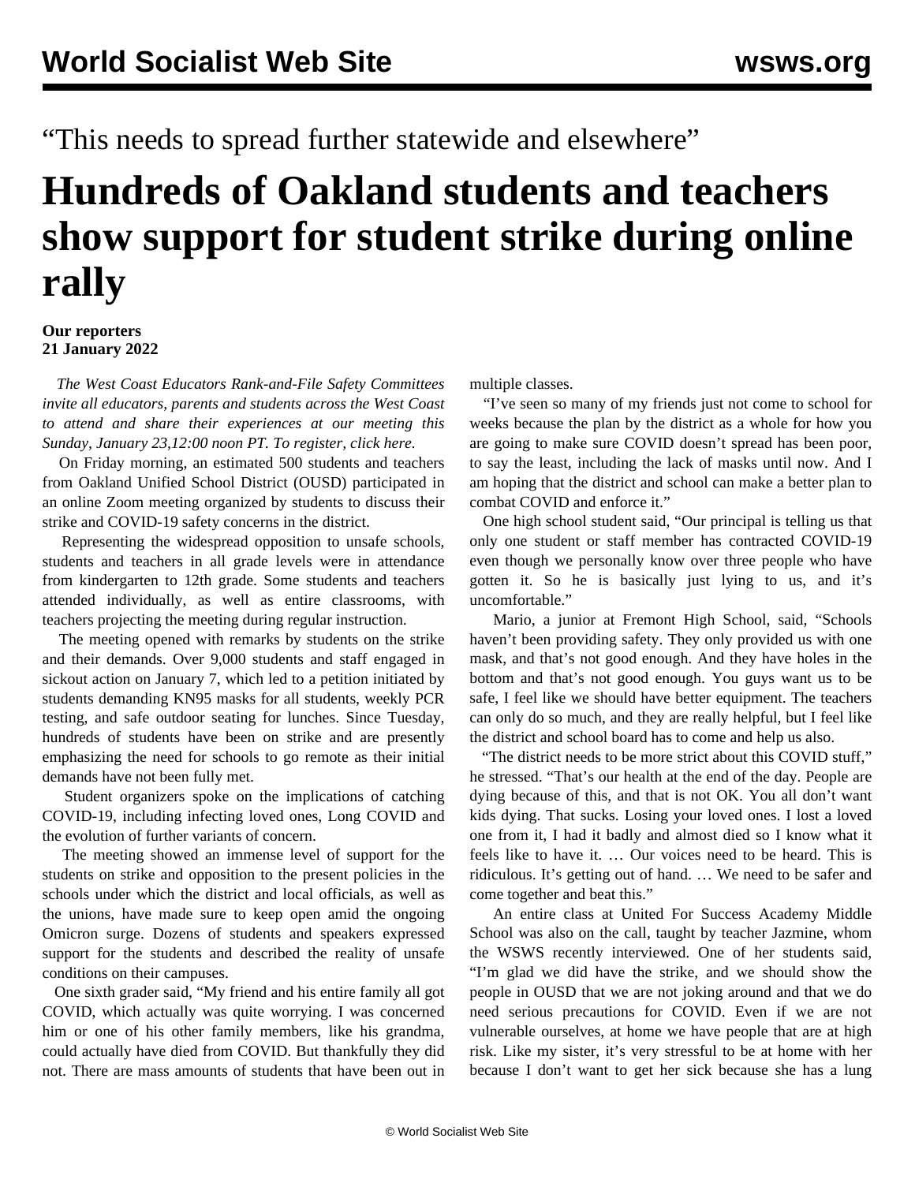“This needs to spread further statewide and elsewhere”

# Hundreds of Oakland students and teachers show support for student strike during online rally

**Our reporters**
**21 January 2022**

*The West Coast Educators Rank-and-File Safety Committees invite all educators, parents and students across the West Coast to attend and share their experiences at our meeting this Sunday, January 23,12:00 noon PT. To register, click here.*

On Friday morning, an estimated 500 students and teachers from Oakland Unified School District (OUSD) participated in an online Zoom meeting organized by students to discuss their strike and COVID-19 safety concerns in the district.

Representing the widespread opposition to unsafe schools, students and teachers in all grade levels were in attendance from kindergarten to 12th grade. Some students and teachers attended individually, as well as entire classrooms, with teachers projecting the meeting during regular instruction.

The meeting opened with remarks by students on the strike and their demands. Over 9,000 students and staff engaged in sickout action on January 7, which led to a petition initiated by students demanding KN95 masks for all students, weekly PCR testing, and safe outdoor seating for lunches. Since Tuesday, hundreds of students have been on strike and are presently emphasizing the need for schools to go remote as their initial demands have not been fully met.

Student organizers spoke on the implications of catching COVID-19, including infecting loved ones, Long COVID and the evolution of further variants of concern.

The meeting showed an immense level of support for the students on strike and opposition to the present policies in the schools under which the district and local officials, as well as the unions, have made sure to keep open amid the ongoing Omicron surge. Dozens of students and speakers expressed support for the students and described the reality of unsafe conditions on their campuses.

One sixth grader said, “My friend and his entire family all got COVID, which actually was quite worrying. I was concerned him or one of his other family members, like his grandma, could actually have died from COVID. But thankfully they did not. There are mass amounts of students that have been out in multiple classes.

“I’ve seen so many of my friends just not come to school for weeks because the plan by the district as a whole for how you are going to make sure COVID doesn’t spread has been poor, to say the least, including the lack of masks until now. And I am hoping that the district and school can make a better plan to combat COVID and enforce it.”

One high school student said, “Our principal is telling us that only one student or staff member has contracted COVID-19 even though we personally know over three people who have gotten it. So he is basically just lying to us, and it’s uncomfortable.”

Mario, a junior at Fremont High School, said, “Schools haven’t been providing safety. They only provided us with one mask, and that’s not good enough. And they have holes in the bottom and that’s not good enough. You guys want us to be safe, I feel like we should have better equipment. The teachers can only do so much, and they are really helpful, but I feel like the district and school board has to come and help us also.

“The district needs to be more strict about this COVID stuff,” he stressed. “That’s our health at the end of the day. People are dying because of this, and that is not OK. You all don’t want kids dying. That sucks. Losing your loved ones. I lost a loved one from it, I had it badly and almost died so I know what it feels like to have it. … Our voices need to be heard. This is ridiculous. It’s getting out of hand. … We need to be safer and come together and beat this.”

An entire class at United For Success Academy Middle School was also on the call, taught by teacher Jazmine, whom the WSWS recently interviewed. One of her students said, “I’m glad we did have the strike, and we should show the people in OUSD that we are not joking around and that we do need serious precautions for COVID. Even if we are not vulnerable ourselves, at home we have people that are at high risk. Like my sister, it’s very stressful to be at home with her because I don’t want to get her sick because she has a lung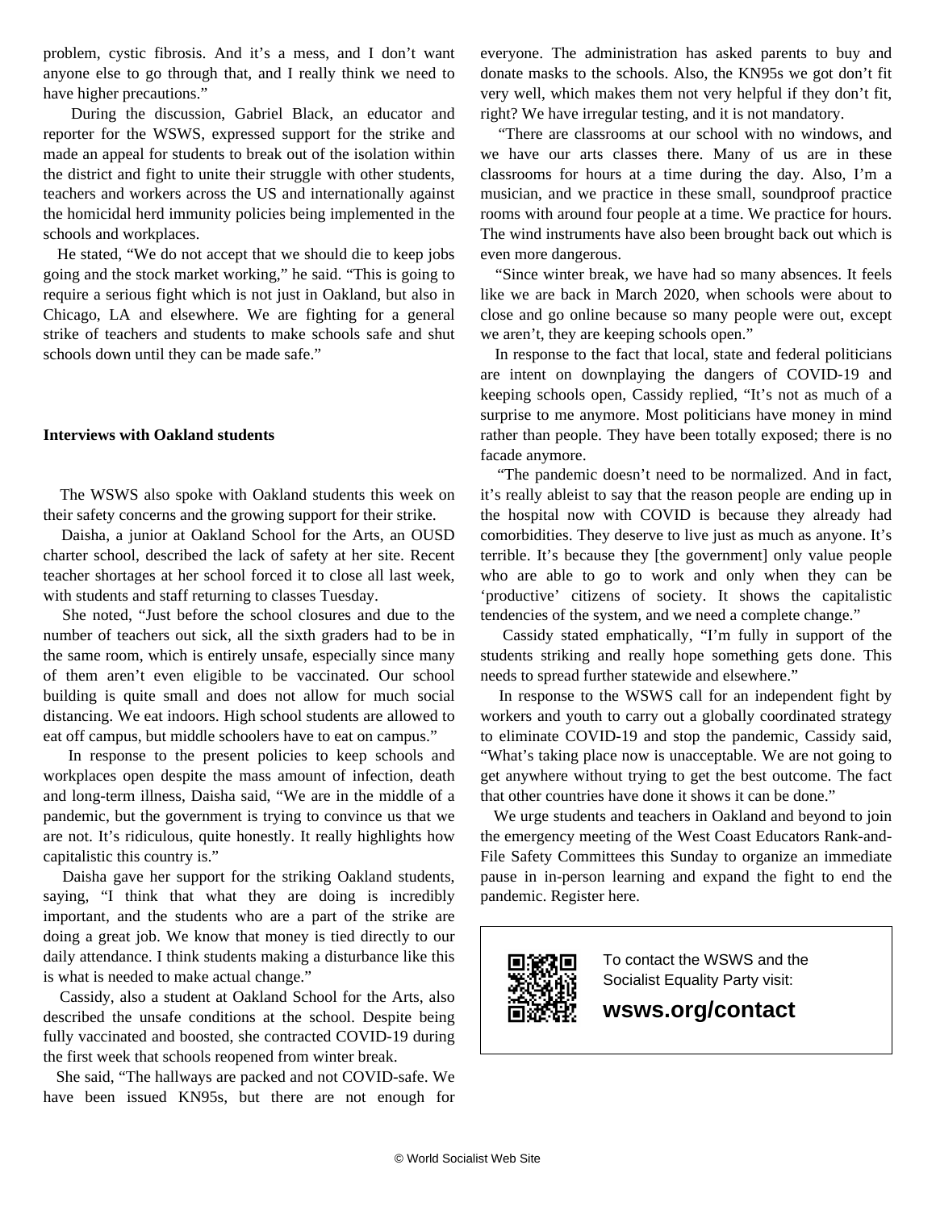problem, cystic fibrosis. And it's a mess, and I don't want anyone else to go through that, and I really think we need to have higher precautions."

During the discussion, Gabriel Black, an educator and reporter for the WSWS, expressed support for the strike and made an appeal for students to break out of the isolation within the district and fight to unite their struggle with other students, teachers and workers across the US and internationally against the homicidal herd immunity policies being implemented in the schools and workplaces.

He stated, "We do not accept that we should die to keep jobs going and the stock market working," he said. "This is going to require a serious fight which is not just in Oakland, but also in Chicago, LA and elsewhere. We are fighting for a general strike of teachers and students to make schools safe and shut schools down until they can be made safe."

**Interviews with Oakland students**

The WSWS also spoke with Oakland students this week on their safety concerns and the growing support for their strike.

Daisha, a junior at Oakland School for the Arts, an OUSD charter school, described the lack of safety at her site. Recent teacher shortages at her school forced it to close all last week, with students and staff returning to classes Tuesday.

She noted, "Just before the school closures and due to the number of teachers out sick, all the sixth graders had to be in the same room, which is entirely unsafe, especially since many of them aren't even eligible to be vaccinated. Our school building is quite small and does not allow for much social distancing. We eat indoors. High school students are allowed to eat off campus, but middle schoolers have to eat on campus."

In response to the present policies to keep schools and workplaces open despite the mass amount of infection, death and long-term illness, Daisha said, "We are in the middle of a pandemic, but the government is trying to convince us that we are not. It's ridiculous, quite honestly. It really highlights how capitalistic this country is."

Daisha gave her support for the striking Oakland students, saying, "I think that what they are doing is incredibly important, and the students who are a part of the strike are doing a great job. We know that money is tied directly to our daily attendance. I think students making a disturbance like this is what is needed to make actual change."

Cassidy, also a student at Oakland School for the Arts, also described the unsafe conditions at the school. Despite being fully vaccinated and boosted, she contracted COVID-19 during the first week that schools reopened from winter break.

She said, "The hallways are packed and not COVID-safe. We have been issued KN95s, but there are not enough for everyone. The administration has asked parents to buy and donate masks to the schools. Also, the KN95s we got don't fit very well, which makes them not very helpful if they don't fit, right? We have irregular testing, and it is not mandatory.

"There are classrooms at our school with no windows, and we have our arts classes there. Many of us are in these classrooms for hours at a time during the day. Also, I'm a musician, and we practice in these small, soundproof practice rooms with around four people at a time. We practice for hours. The wind instruments have also been brought back out which is even more dangerous.

"Since winter break, we have had so many absences. It feels like we are back in March 2020, when schools were about to close and go online because so many people were out, except we aren't, they are keeping schools open."

In response to the fact that local, state and federal politicians are intent on downplaying the dangers of COVID-19 and keeping schools open, Cassidy replied, "It's not as much of a surprise to me anymore. Most politicians have money in mind rather than people. They have been totally exposed; there is no facade anymore.

"The pandemic doesn't need to be normalized. And in fact, it's really ableist to say that the reason people are ending up in the hospital now with COVID is because they already had comorbidities. They deserve to live just as much as anyone. It's terrible. It's because they [the government] only value people who are able to go to work and only when they can be 'productive' citizens of society. It shows the capitalistic tendencies of the system, and we need a complete change."

Cassidy stated emphatically, "I'm fully in support of the students striking and really hope something gets done. This needs to spread further statewide and elsewhere."

In response to the WSWS call for an independent fight by workers and youth to carry out a globally coordinated strategy to eliminate COVID-19 and stop the pandemic, Cassidy said, "What's taking place now is unacceptable. We are not going to get anywhere without trying to get the best outcome. The fact that other countries have done it shows it can be done."

We urge students and teachers in Oakland and beyond to join the emergency meeting of the West Coast Educators Rank-and-File Safety Committees this Sunday to organize an immediate pause in in-person learning and expand the fight to end the pandemic. Register here.

To contact the WSWS and the Socialist Equality Party visit:

**wsws.org/contact**